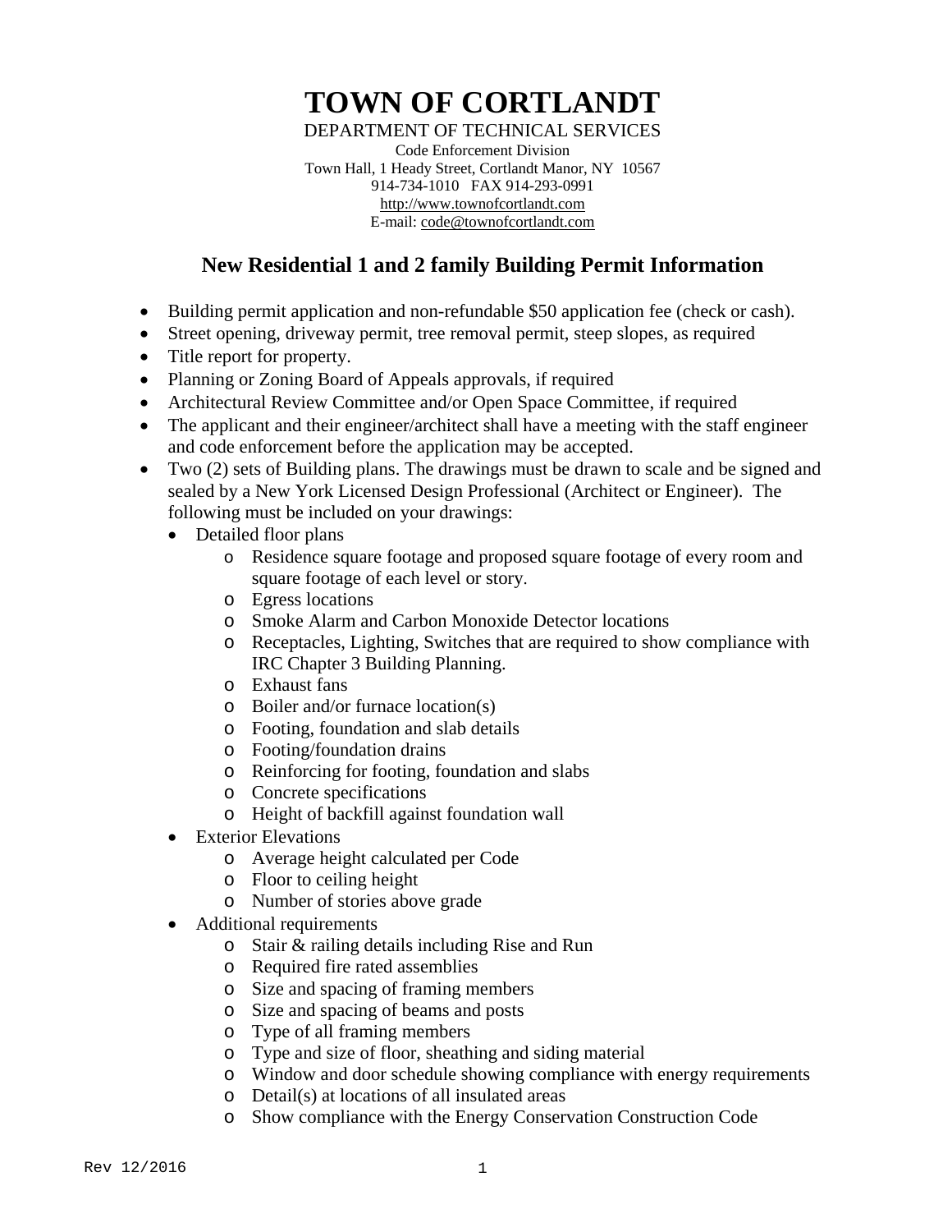# TOWN OF CORTLANDT

DEPARTMENT OF TECHNICAL SERVICES
Code Enforcement Division
Town Hall, 1 Heady Street, Cortlandt Manor, NY 10567
914-734-1010 FAX 914-293-0991
http://www.townofcortlandt.com
E-mail: code@townofcortlandt.com

## New Residential 1 and 2 family Building Permit Information

- Building permit application and non-refundable $50 application fee (check or cash).
- Street opening, driveway permit, tree removal permit, steep slopes, as required
- Title report for property.
- Planning or Zoning Board of Appeals approvals, if required
- Architectural Review Committee and/or Open Space Committee, if required
- The applicant and their engineer/architect shall have a meeting with the staff engineer and code enforcement before the application may be accepted.
- Two (2) sets of Building plans. The drawings must be drawn to scale and be signed and sealed by a New York Licensed Design Professional (Architect or Engineer). The following must be included on your drawings:
  - Detailed floor plans
    - Residence square footage and proposed square footage of every room and square footage of each level or story.
    - Egress locations
    - Smoke Alarm and Carbon Monoxide Detector locations
    - Receptacles, Lighting, Switches that are required to show compliance with IRC Chapter 3 Building Planning.
    - Exhaust fans
    - Boiler and/or furnace location(s)
    - Footing, foundation and slab details
    - Footing/foundation drains
    - Reinforcing for footing, foundation and slabs
    - Concrete specifications
    - Height of backfill against foundation wall
  - Exterior Elevations
    - Average height calculated per Code
    - Floor to ceiling height
    - Number of stories above grade
  - Additional requirements
    - Stair & railing details including Rise and Run
    - Required fire rated assemblies
    - Size and spacing of framing members
    - Size and spacing of beams and posts
    - Type of all framing members
    - Type and size of floor, sheathing and siding material
    - Window and door schedule showing compliance with energy requirements
    - Detail(s) at locations of all insulated areas
    - Show compliance with the Energy Conservation Construction Code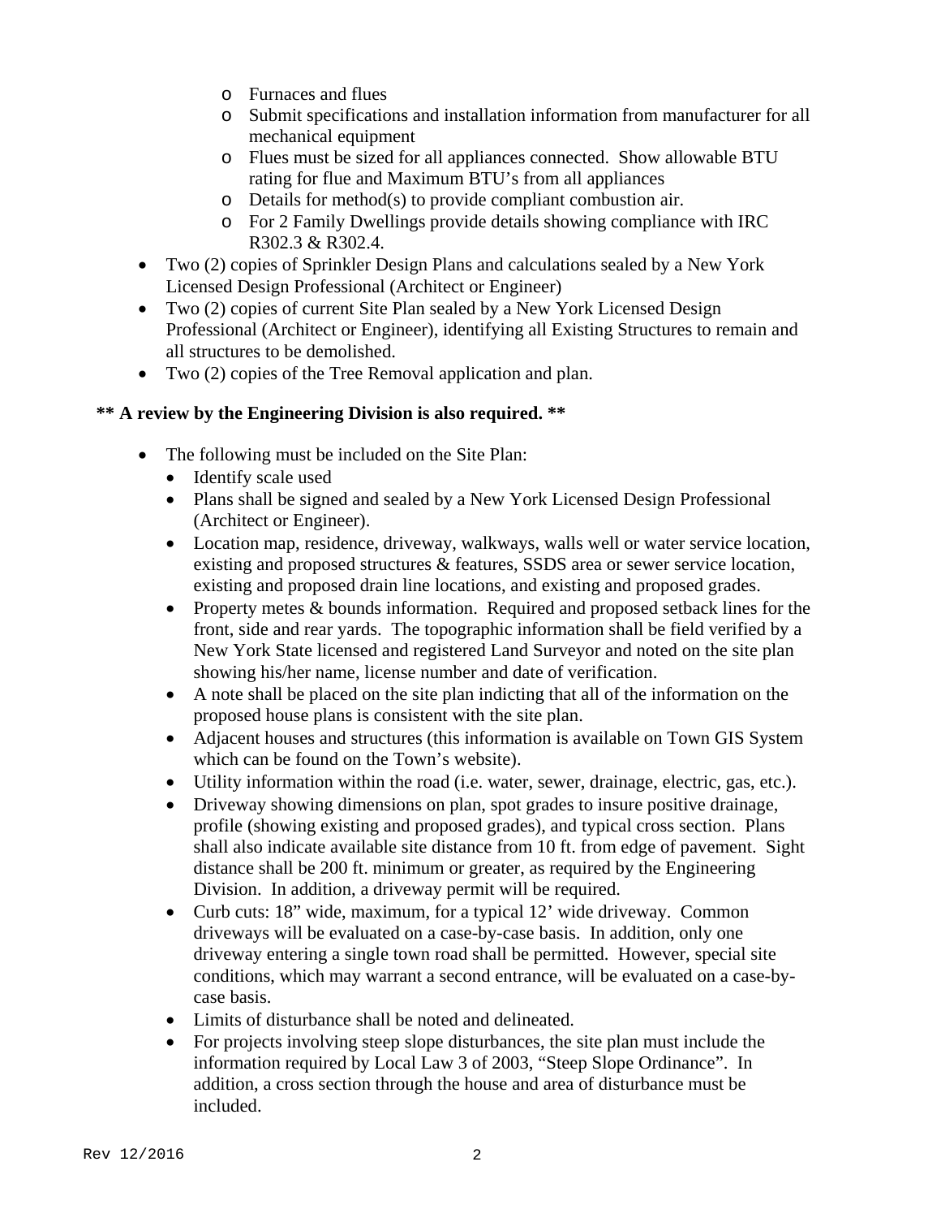- Furnaces and flues
  - Submit specifications and installation information from manufacturer for all mechanical equipment
  - Flues must be sized for all appliances connected. Show allowable BTU rating for flue and Maximum BTU's from all appliances
  - Details for method(s) to provide compliant combustion air.
  - For 2 Family Dwellings provide details showing compliance with IRC R302.3 & R302.4.
- Two (2) copies of Sprinkler Design Plans and calculations sealed by a New York Licensed Design Professional (Architect or Engineer)
- Two (2) copies of current Site Plan sealed by a New York Licensed Design Professional (Architect or Engineer), identifying all Existing Structures to remain and all structures to be demolished.
- Two (2) copies of the Tree Removal application and plan.

**** A review by the Engineering Division is also required. ****

- The following must be included on the Site Plan:
  - Identify scale used
  - Plans shall be signed and sealed by a New York Licensed Design Professional (Architect or Engineer).
  - Location map, residence, driveway, walkways, walls well or water service location, existing and proposed structures & features, SSDS area or sewer service location, existing and proposed drain line locations, and existing and proposed grades.
  - Property metes & bounds information. Required and proposed setback lines for the front, side and rear yards. The topographic information shall be field verified by a New York State licensed and registered Land Surveyor and noted on the site plan showing his/her name, license number and date of verification.
  - A note shall be placed on the site plan indicting that all of the information on the proposed house plans is consistent with the site plan.
  - Adjacent houses and structures (this information is available on Town GIS System which can be found on the Town's website).
  - Utility information within the road (i.e. water, sewer, drainage, electric, gas, etc.).
  - Driveway showing dimensions on plan, spot grades to insure positive drainage, profile (showing existing and proposed grades), and typical cross section. Plans shall also indicate available site distance from 10 ft. from edge of pavement. Sight distance shall be 200 ft. minimum or greater, as required by the Engineering Division. In addition, a driveway permit will be required.
  - Curb cuts: 18" wide, maximum, for a typical 12' wide driveway. Common driveways will be evaluated on a case-by-case basis. In addition, only one driveway entering a single town road shall be permitted. However, special site conditions, which may warrant a second entrance, will be evaluated on a case-by-case basis.
  - Limits of disturbance shall be noted and delineated.
  - For projects involving steep slope disturbances, the site plan must include the information required by Local Law 3 of 2003, "Steep Slope Ordinance". In addition, a cross section through the house and area of disturbance must be included.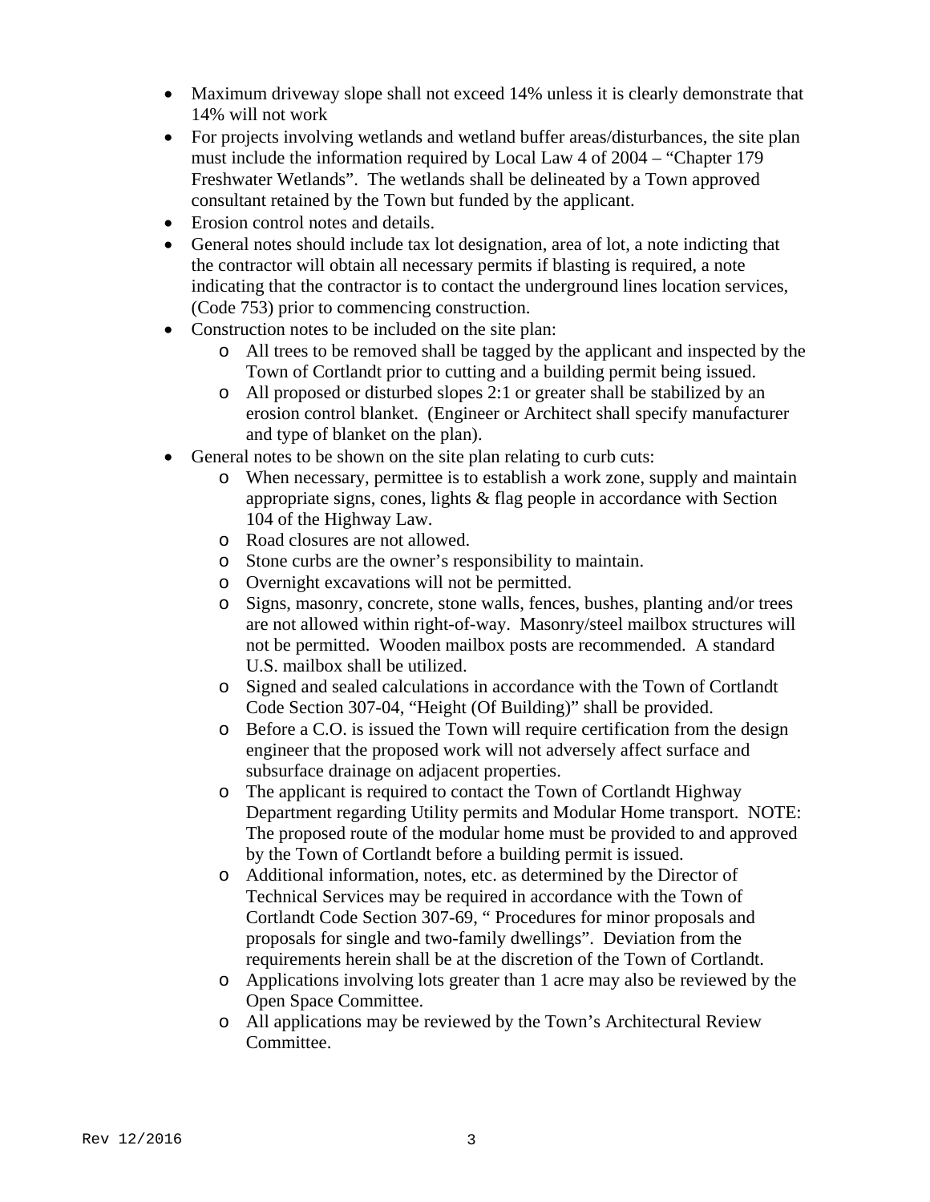- Maximum driveway slope shall not exceed 14% unless it is clearly demonstrate that 14% will not work
- For projects involving wetlands and wetland buffer areas/disturbances, the site plan must include the information required by Local Law 4 of 2004 – "Chapter 179 Freshwater Wetlands". The wetlands shall be delineated by a Town approved consultant retained by the Town but funded by the applicant.
- Erosion control notes and details.
- General notes should include tax lot designation, area of lot, a note indicting that the contractor will obtain all necessary permits if blasting is required, a note indicating that the contractor is to contact the underground lines location services, (Code 753) prior to commencing construction.
- Construction notes to be included on the site plan:
  - All trees to be removed shall be tagged by the applicant and inspected by the Town of Cortlandt prior to cutting and a building permit being issued.
  - All proposed or disturbed slopes 2:1 or greater shall be stabilized by an erosion control blanket. (Engineer or Architect shall specify manufacturer and type of blanket on the plan).
- General notes to be shown on the site plan relating to curb cuts:
  - When necessary, permittee is to establish a work zone, supply and maintain appropriate signs, cones, lights & flag people in accordance with Section 104 of the Highway Law.
  - Road closures are not allowed.
  - Stone curbs are the owner's responsibility to maintain.
  - Overnight excavations will not be permitted.
  - Signs, masonry, concrete, stone walls, fences, bushes, planting and/or trees are not allowed within right-of-way. Masonry/steel mailbox structures will not be permitted. Wooden mailbox posts are recommended. A standard U.S. mailbox shall be utilized.
  - Signed and sealed calculations in accordance with the Town of Cortlandt Code Section 307-04, "Height (Of Building)" shall be provided.
  - Before a C.O. is issued the Town will require certification from the design engineer that the proposed work will not adversely affect surface and subsurface drainage on adjacent properties.
  - The applicant is required to contact the Town of Cortlandt Highway Department regarding Utility permits and Modular Home transport. NOTE: The proposed route of the modular home must be provided to and approved by the Town of Cortlandt before a building permit is issued.
  - Additional information, notes, etc. as determined by the Director of Technical Services may be required in accordance with the Town of Cortlandt Code Section 307-69, " Procedures for minor proposals and proposals for single and two-family dwellings". Deviation from the requirements herein shall be at the discretion of the Town of Cortlandt.
  - Applications involving lots greater than 1 acre may also be reviewed by the Open Space Committee.
  - All applications may be reviewed by the Town's Architectural Review Committee.

Rev 12/2016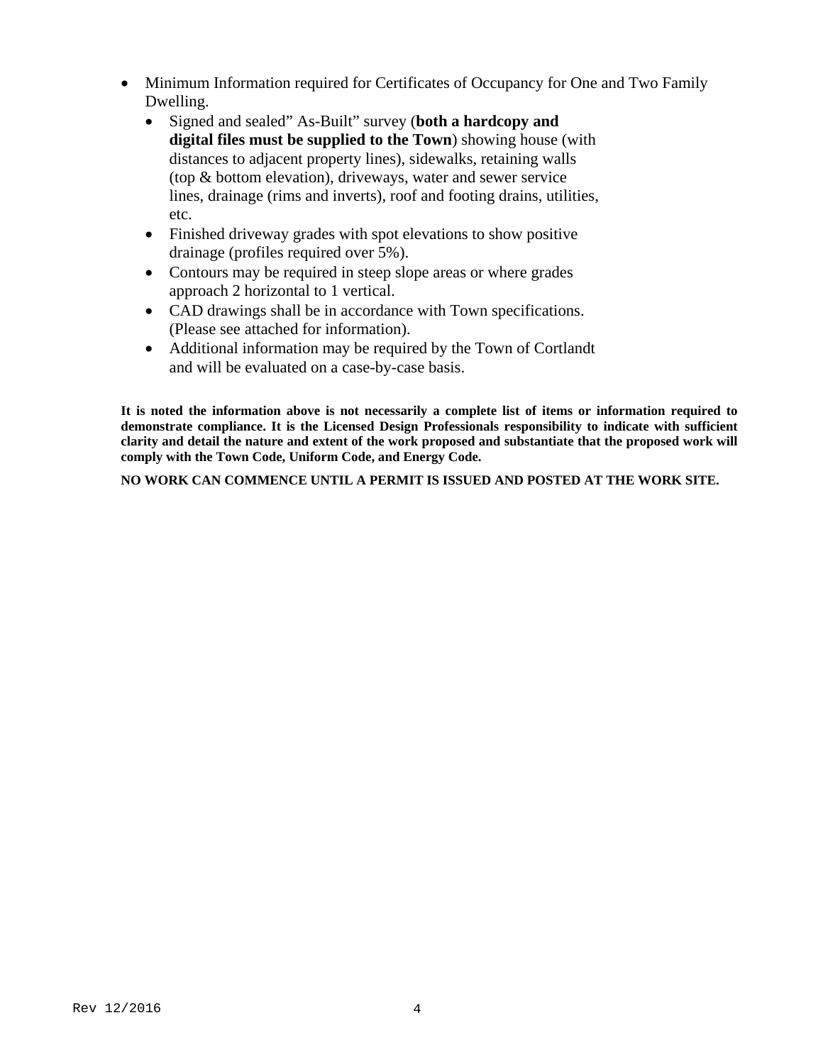- Minimum Information required for Certificates of Occupancy for One and Two Family Dwelling.
  - Signed and sealed" As-Built" survey (**both a hardcopy and digital files must be supplied to the Town**) showing house (with distances to adjacent property lines), sidewalks, retaining walls (top & bottom elevation), driveways, water and sewer service lines, drainage (rims and inverts), roof and footing drains, utilities, etc.
  - Finished driveway grades with spot elevations to show positive drainage (profiles required over 5%).
  - Contours may be required in steep slope areas or where grades approach 2 horizontal to 1 vertical.
  - CAD drawings shall be in accordance with Town specifications. (Please see attached for information).
  - Additional information may be required by the Town of Cortlandt and will be evaluated on a case-by-case basis.

**It is noted the information above is not necessarily a complete list of items or information required to demonstrate compliance. It is the Licensed Design Professionals responsibility to indicate with sufficient clarity and detail the nature and extent of the work proposed and substantiate that the proposed work will comply with the Town Code, Uniform Code, and Energy Code.**

**NO WORK CAN COMMENCE UNTIL A PERMIT IS ISSUED AND POSTED AT THE WORK SITE.**